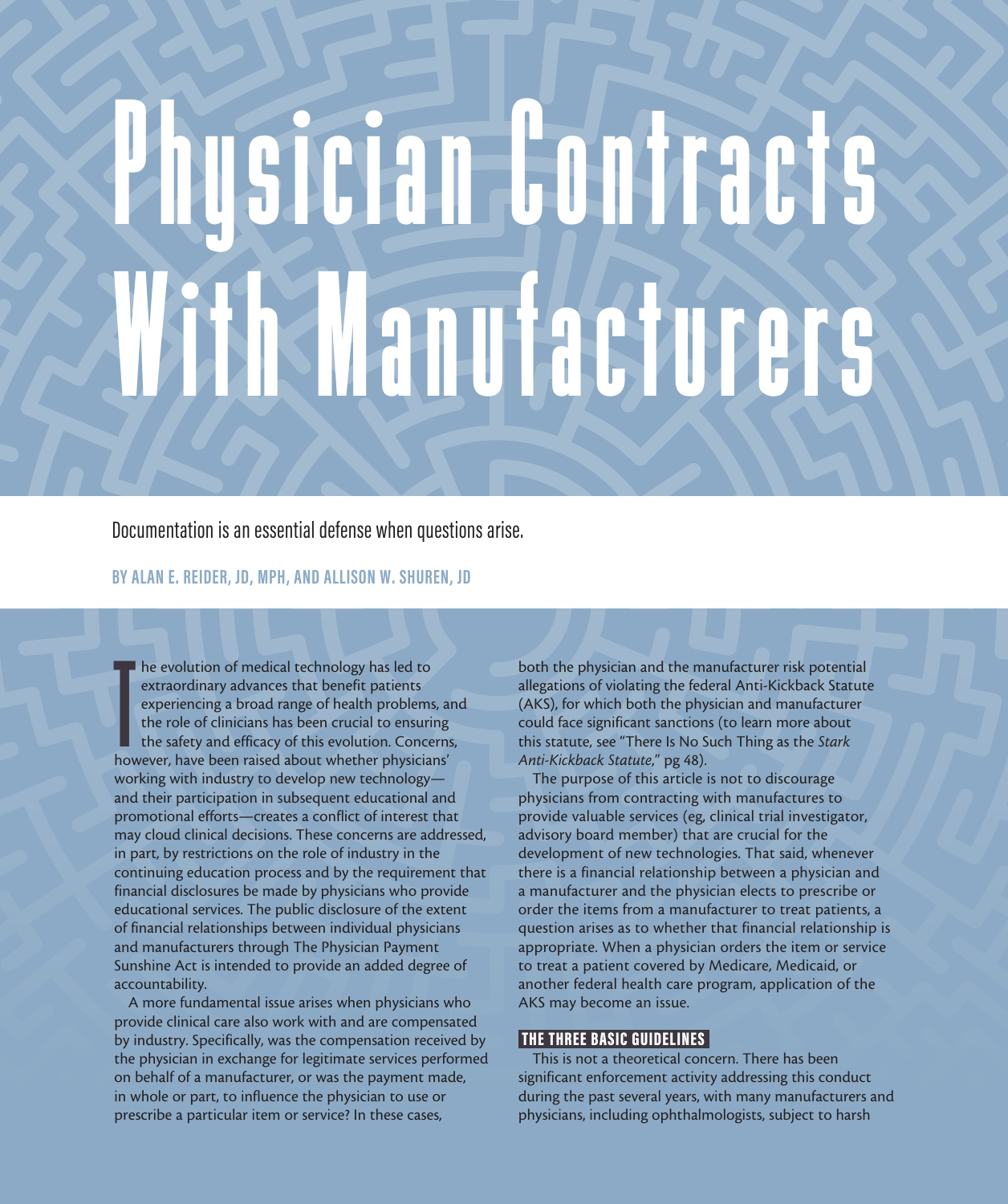# Physician Contracts With Manufacturers

Documentation is an essential defense when questions arise.

**BY ALAN E. REIDER, JD, MPH, AND ALLISON W. SHUREN, JD**

The evolution of medical technology has led to extraordinary advances that benefit patients experiencing a broad range of health problems, and the role of clinicians has been crucial to ensuring the safety and efficacy of this evolution. Concerns, however, have been raised about whether physicians' working with industry to develop new technology—and their participation in subsequent educational and promotional efforts—creates a conflict of interest that may cloud clinical decisions. These concerns are addressed, in part, by restrictions on the role of industry in the continuing education process and by the requirement that financial disclosures be made by physicians who provide educational services. The public disclosure of the extent of financial relationships between individual physicians and manufacturers through The Physician Payment Sunshine Act is intended to provide an added degree of accountability.

A more fundamental issue arises when physicians who provide clinical care also work with and are compensated by industry. Specifically, was the compensation received by the physician in exchange for legitimate services performed on behalf of a manufacturer, or was the payment made, in whole or part, to influence the physician to use or prescribe a particular item or service? In these cases, both the physician and the manufacturer risk potential allegations of violating the federal Anti-Kickback Statute (AKS), for which both the physician and manufacturer could face significant sanctions (to learn more about this statute, see "There Is No Such Thing as the *Stark Anti-Kickback Statute*," pg 48).

The purpose of this article is not to discourage physicians from contracting with manufactures to provide valuable services (eg, clinical trial investigator, advisory board member) that are crucial for the development of new technologies. That said, whenever there is a financial relationship between a physician and a manufacturer and the physician elects to prescribe or order the items from a manufacturer to treat patients, a question arises as to whether that financial relationship is appropriate. When a physician orders the item or service to treat a patient covered by Medicare, Medicaid, or another federal health care program, application of the AKS may become an issue.

## THE THREE BASIC GUIDELINES

This is not a theoretical concern. There has been significant enforcement activity addressing this conduct during the past several years, with many manufacturers and physicians, including ophthalmologists, subject to harsh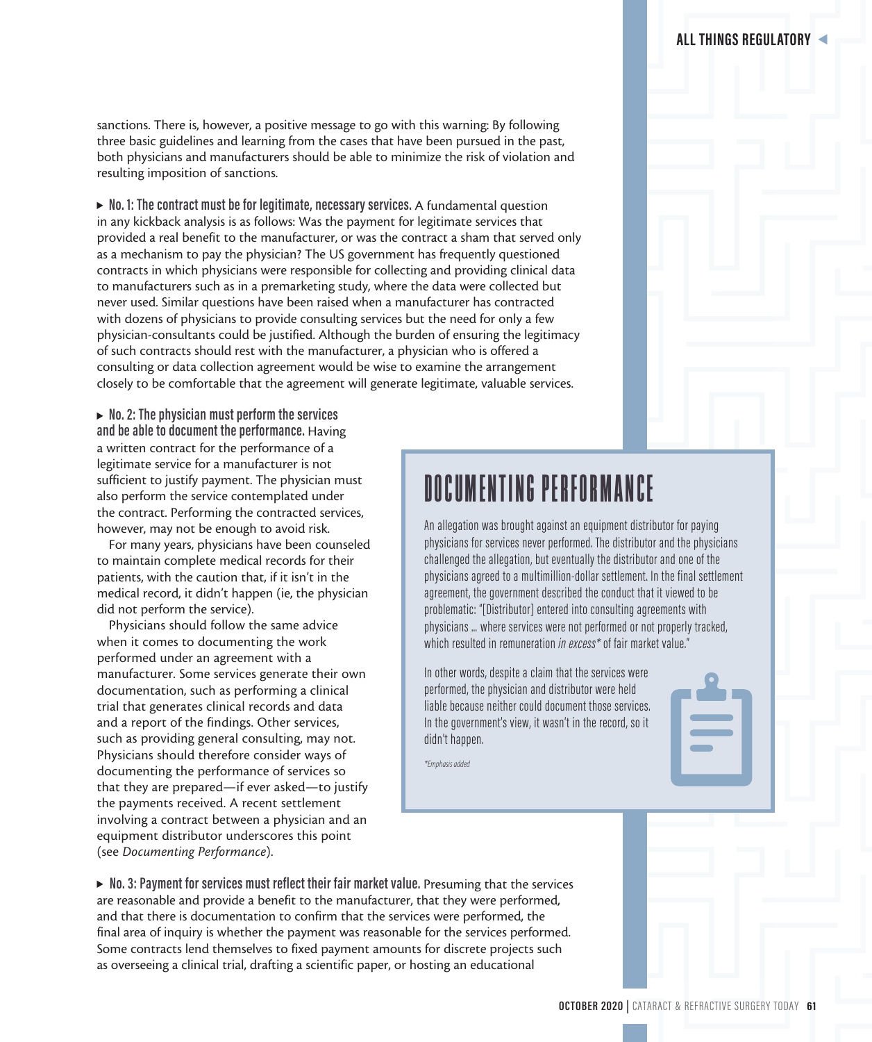sanctions. There is, however, a positive message to go with this warning: By following three basic guidelines and learning from the cases that have been pursued in the past, both physicians and manufacturers should be able to minimize the risk of violation and resulting imposition of sanctions.

► **No. 1: The contract must be for legitimate, necessary services.** A fundamental question in any kickback analysis is as follows: Was the payment for legitimate services that provided a real benefit to the manufacturer, or was the contract a sham that served only as a mechanism to pay the physician? The US government has frequently questioned contracts in which physicians were responsible for collecting and providing clinical data to manufacturers such as in a premarketing study, where the data were collected but never used. Similar questions have been raised when a manufacturer has contracted with dozens of physicians to provide consulting services but the need for only a few physician-consultants could be justified. Although the burden of ensuring the legitimacy of such contracts should rest with the manufacturer, a physician who is offered a consulting or data collection agreement would be wise to examine the arrangement closely to be comfortable that the agreement will generate legitimate, valuable services.

► **No. 2: The physician must perform the services and be able to document the performance.** Having a written contract for the performance of a legitimate service for a manufacturer is not sufficient to justify payment. The physician must also perform the service contemplated under the contract. Performing the contracted services, however, may not be enough to avoid risk.

For many years, physicians have been counseled to maintain complete medical records for their patients, with the caution that, if it isn't in the medical record, it didn't happen (ie, the physician did not perform the service).

Physicians should follow the same advice when it comes to documenting the work performed under an agreement with a manufacturer. Some services generate their own documentation, such as performing a clinical trial that generates clinical records and data and a report of the findings. Other services, such as providing general consulting, may not. Physicians should therefore consider ways of documenting the performance of services so that they are prepared—if ever asked—to justify the payments received. A recent settlement involving a contract between a physician and an equipment distributor underscores this point (see *Documenting Performance*).

## DOCUMENTING PERFORMANCE

An allegation was brought against an equipment distributor for paying physicians for services never performed. The distributor and the physicians challenged the allegation, but eventually the distributor and one of the physicians agreed to a multimillion-dollar settlement. In the final settlement agreement, the government described the conduct that it viewed to be problematic: "[Distributor] entered into consulting agreements with physicians ... where services were not performed or not properly tracked, which resulted in remuneration *in excess** of fair market value."

In other words, despite a claim that the services were performed, the physician and distributor were held liable because neither could document those services. In the government's view, it wasn't in the record, so it didn't happen.

*\*Emphasis added*

► **No. 3: Payment for services must reflect their fair market value.** Presuming that the services are reasonable and provide a benefit to the manufacturer, that they were performed, and that there is documentation to confirm that the services were performed, the final area of inquiry is whether the payment was reasonable for the services performed. Some contracts lend themselves to fixed payment amounts for discrete projects such as overseeing a clinical trial, drafting a scientific paper, or hosting an educational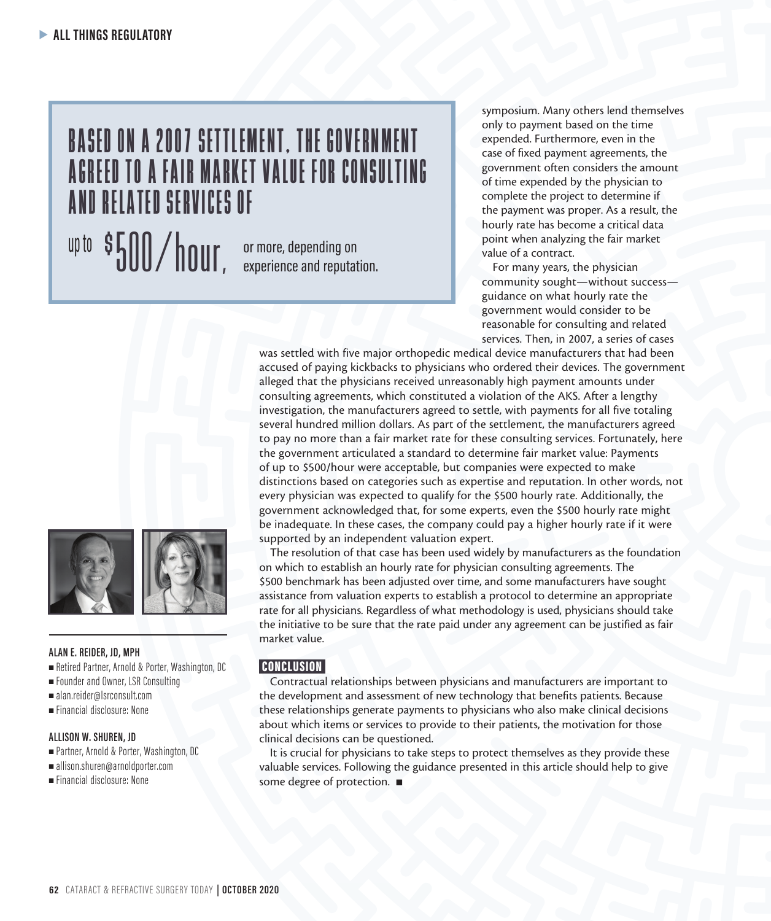> **BASED ON A 2007 SETTLEMENT, THE GOVERNMENT AGREED TO A FAIR MARKET VALUE FOR CONSULTING AND RELATED SERVICES OF**
>
> up to **$500/hour,** or more, depending on experience and reputation.

symposium. Many others lend themselves only to payment based on the time expended. Furthermore, even in the case of fixed payment agreements, the government often considers the amount of time expended by the physician to complete the project to determine if the payment was proper. As a result, the hourly rate has become a critical data point when analyzing the fair market value of a contract.

For many years, the physician community sought—without success—guidance on what hourly rate the government would consider to be reasonable for consulting and related services. Then, in 2007, a series of cases was settled with five major orthopedic medical device manufacturers that had been accused of paying kickbacks to physicians who ordered their devices. The government alleged that the physicians received unreasonably high payment amounts under consulting agreements, which constituted a violation of the AKS. After a lengthy investigation, the manufacturers agreed to settle, with payments for all five totaling several hundred million dollars. As part of the settlement, the manufacturers agreed to pay no more than a fair market rate for these consulting services. Fortunately, here the government articulated a standard to determine fair market value: Payments of up to $500/hour were acceptable, but companies were expected to make distinctions based on categories such as expertise and reputation. In other words, not every physician was expected to qualify for the $500 hourly rate. Additionally, the government acknowledged that, for some experts, even the $500 hourly rate might be inadequate. In these cases, the company could pay a higher hourly rate if it were supported by an independent valuation expert.

The resolution of that case has been used widely by manufacturers as the foundation on which to establish an hourly rate for physician consulting agreements. The $500 benchmark has been adjusted over time, and some manufacturers have sought assistance from valuation experts to establish a protocol to determine an appropriate rate for all physicians. Regardless of what methodology is used, physicians should take the initiative to be sure that the rate paid under any agreement can be justified as fair market value.

## CONCLUSION

Contractual relationships between physicians and manufacturers are important to the development and assessment of new technology that benefits patients. Because these relationships generate payments to physicians who also make clinical decisions about which items or services to provide to their patients, the motivation for those clinical decisions can be questioned.

It is crucial for physicians to take steps to protect themselves as they provide these valuable services. Following the guidance presented in this article should help to give some degree of protection. ■

**ALAN E. REIDER, JD, MPH**
- Retired Partner, Arnold & Porter, Washington, DC
- Founder and Owner, LSR Consulting
- alan.reider@lsrconsult.com
- Financial disclosure: None

**ALLISON W. SHUREN, JD**
- Partner, Arnold & Porter, Washington, DC
- allison.shuren@arnoldporter.com
- Financial disclosure: None